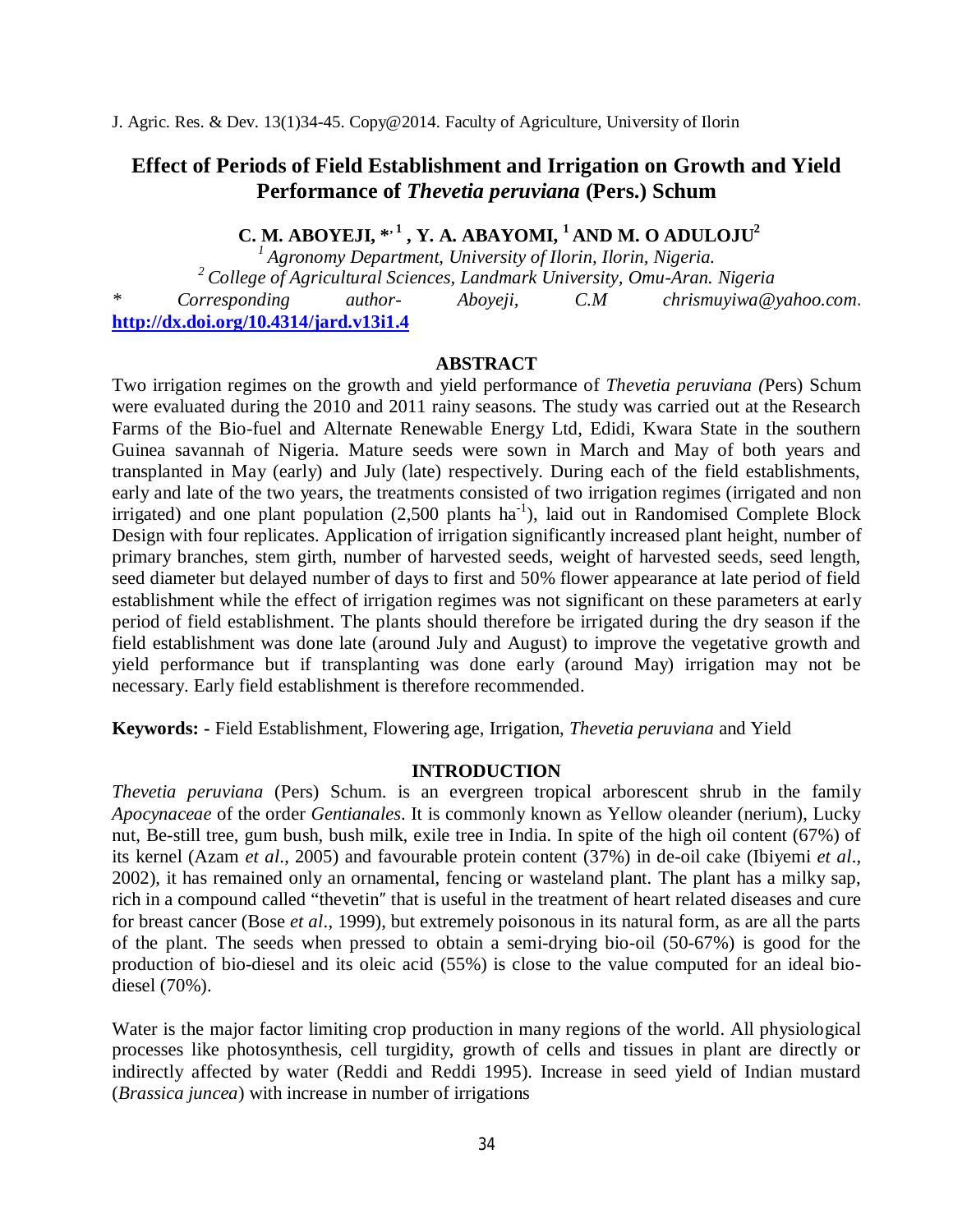# Effect of Periods of Field Establishment and Irrigation on Growth and Yield Performance of *Thevetia peruviana* (Pers.) Schum

**C. M. ABOYEJI, *[,1] , Y. A. ABAYOMI, [1] AND M. O ADULOJU[2]**

[1] *Agronomy Department, University of Ilorin, Ilorin, Nigeria.*
[2] *College of Agricultural Sciences, Landmark University, Omu-Aran. Nigeria*
\* *Corresponding author- Aboyeji, C.M chrismuyiwa@yahoo.com.*
**http://dx.doi.org/10.4314/jard.v13i1.4**

## ABSTRACT

Two irrigation regimes on the growth and yield performance of *Thevetia peruviana (*Pers) Schum were evaluated during the 2010 and 2011 rainy seasons. The study was carried out at the Research Farms of the Bio-fuel and Alternate Renewable Energy Ltd, Edidi, Kwara State in the southern Guinea savannah of Nigeria. Mature seeds were sown in March and May of both years and transplanted in May (early) and July (late) respectively. During each of the field establishments, early and late of the two years, the treatments consisted of two irrigation regimes (irrigated and non irrigated) and one plant population (2,500 plants $ha^{-1}$), laid out in Randomised Complete Block Design with four replicates. Application of irrigation significantly increased plant height, number of primary branches, stem girth, number of harvested seeds, weight of harvested seeds, seed length, seed diameter but delayed number of days to first and 50% flower appearance at late period of field establishment while the effect of irrigation regimes was not significant on these parameters at early period of field establishment. The plants should therefore be irrigated during the dry season if the field establishment was done late (around July and August) to improve the vegetative growth and yield performance but if transplanting was done early (around May) irrigation may not be necessary. Early field establishment is therefore recommended.

**Keywords: -** Field Establishment, Flowering age, Irrigation, *Thevetia peruviana* and Yield

## INTRODUCTION

*Thevetia peruviana* (Pers) Schum. is an evergreen tropical arborescent shrub in the family *Apocynaceae* of the order *Gentianales*. It is commonly known as Yellow oleander (nerium), Lucky nut, Be-still tree, gum bush, bush milk, exile tree in India. In spite of the high oil content (67%) of its kernel (Azam *et al*., 2005) and favourable protein content (37%) in de-oil cake (Ibiyemi *et al*., 2002), it has remained only an ornamental, fencing or wasteland plant. The plant has a milky sap, rich in a compound called "thevetin" that is useful in the treatment of heart related diseases and cure for breast cancer (Bose *et al*., 1999), but extremely poisonous in its natural form, as are all the parts of the plant. The seeds when pressed to obtain a semi-drying bio-oil (50-67%) is good for the production of bio-diesel and its oleic acid (55%) is close to the value computed for an ideal bio-diesel (70%).

Water is the major factor limiting crop production in many regions of the world. All physiological processes like photosynthesis, cell turgidity, growth of cells and tissues in plant are directly or indirectly affected by water (Reddi and Reddi 1995). Increase in seed yield of Indian mustard (*Brassica juncea*) with increase in number of irrigations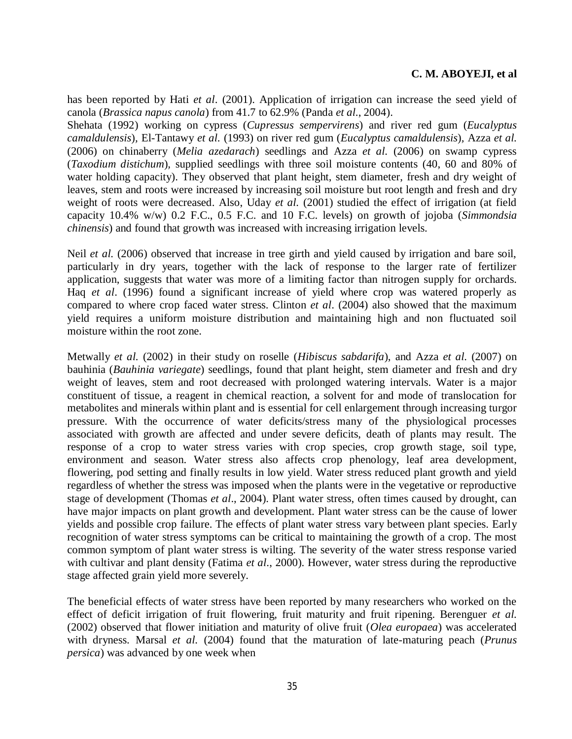has been reported by Hati *et al*. (2001). Application of irrigation can increase the seed yield of canola (*Brassica napus canola*) from 41.7 to 62.9% (Panda *et al*., 2004).
Shehata (1992) working on cypress (*Cupressus sempervirens*) and river red gum (*Eucalyptus camaldulensis*), El-Tantawy *et al.* (1993) on river red gum (*Eucalyptus camaldulensis*), Azza *et al.* (2006) on chinaberry (*Melia azedarach*) seedlings and Azza *et al.* (2006) on swamp cypress (*Taxodium distichum*), supplied seedlings with three soil moisture contents (40, 60 and 80% of water holding capacity). They observed that plant height, stem diameter, fresh and dry weight of leaves, stem and roots were increased by increasing soil moisture but root length and fresh and dry weight of roots were decreased. Also, Uday *et al.* (2001) studied the effect of irrigation (at field capacity 10.4% w/w) 0.2 F.C., 0.5 F.C. and 10 F.C. levels) on growth of jojoba (*Simmondsia chinensis*) and found that growth was increased with increasing irrigation levels.

Neil *et al.* (2006) observed that increase in tree girth and yield caused by irrigation and bare soil, particularly in dry years, together with the lack of response to the larger rate of fertilizer application, suggests that water was more of a limiting factor than nitrogen supply for orchards. Haq *et al*. (1996) found a significant increase of yield where crop was watered properly as compared to where crop faced water stress. Clinton *et al*. (2004) also showed that the maximum yield requires a uniform moisture distribution and maintaining high and non fluctuated soil moisture within the root zone.

Metwally *et al.* (2002) in their study on roselle (*Hibiscus sabdarifa*), and Azza *et al.* (2007) on bauhinia (*Bauhinia variegate*) seedlings, found that plant height, stem diameter and fresh and dry weight of leaves, stem and root decreased with prolonged watering intervals. Water is a major constituent of tissue, a reagent in chemical reaction, a solvent for and mode of translocation for metabolites and minerals within plant and is essential for cell enlargement through increasing turgor pressure. With the occurrence of water deficits/stress many of the physiological processes associated with growth are affected and under severe deficits, death of plants may result. The response of a crop to water stress varies with crop species, crop growth stage, soil type, environment and season. Water stress also affects crop phenology, leaf area development, flowering, pod setting and finally results in low yield. Water stress reduced plant growth and yield regardless of whether the stress was imposed when the plants were in the vegetative or reproductive stage of development (Thomas *et al*., 2004). Plant water stress, often times caused by drought, can have major impacts on plant growth and development. Plant water stress can be the cause of lower yields and possible crop failure. The effects of plant water stress vary between plant species. Early recognition of water stress symptoms can be critical to maintaining the growth of a crop. The most common symptom of plant water stress is wilting. The severity of the water stress response varied with cultivar and plant density (Fatima *et al*., 2000). However, water stress during the reproductive stage affected grain yield more severely.

The beneficial effects of water stress have been reported by many researchers who worked on the effect of deficit irrigation of fruit flowering, fruit maturity and fruit ripening. Berenguer *et al.* (2002) observed that flower initiation and maturity of olive fruit (*Olea europaea*) was accelerated with dryness. Marsal *et al.* (2004) found that the maturation of late-maturing peach (*Prunus persica*) was advanced by one week when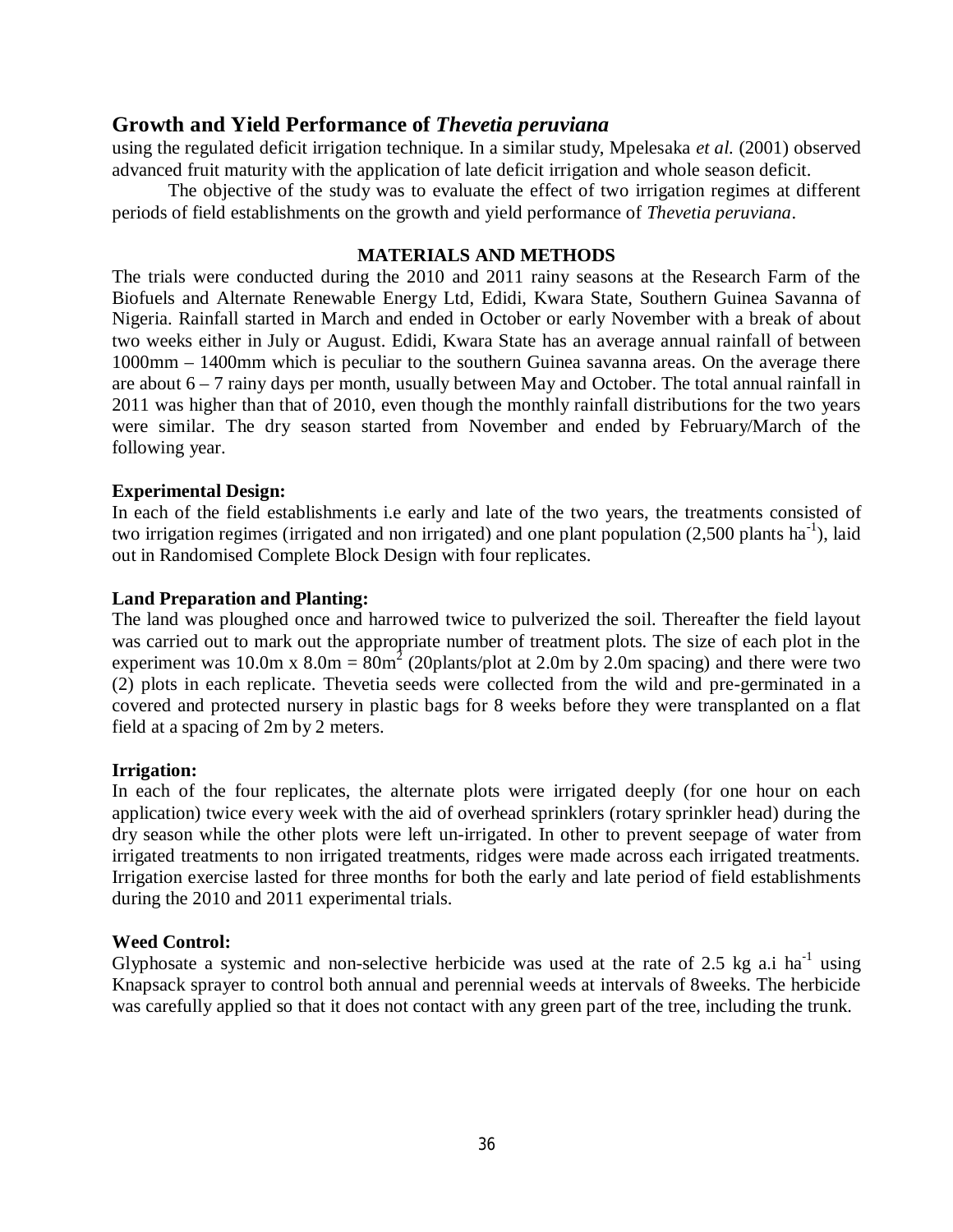using the regulated deficit irrigation technique. In a similar study, Mpelesaka *et al.* (2001) observed advanced fruit maturity with the application of late deficit irrigation and whole season deficit.

The objective of the study was to evaluate the effect of two irrigation regimes at different periods of field establishments on the growth and yield performance of *Thevetia peruviana*.

## MATERIALS AND METHODS

The trials were conducted during the 2010 and 2011 rainy seasons at the Research Farm of the Biofuels and Alternate Renewable Energy Ltd, Edidi, Kwara State, Southern Guinea Savanna of Nigeria. Rainfall started in March and ended in October or early November with a break of about two weeks either in July or August. Edidi, Kwara State has an average annual rainfall of between 1000mm – 1400mm which is peculiar to the southern Guinea savanna areas. On the average there are about 6 – 7 rainy days per month, usually between May and October. The total annual rainfall in 2011 was higher than that of 2010, even though the monthly rainfall distributions for the two years were similar. The dry season started from November and ended by February/March of the following year.

### Experimental Design:

In each of the field establishments i.e early and late of the two years, the treatments consisted of two irrigation regimes (irrigated and non irrigated) and one plant population (2,500 plants $ha^{-1}$), laid out in Randomised Complete Block Design with four replicates.

### Land Preparation and Planting:

The land was ploughed once and harrowed twice to pulverized the soil. Thereafter the field layout was carried out to mark out the appropriate number of treatment plots. The size of each plot in the experiment was 10.0m x 8.0m = 80$m^2$ (20plants/plot at 2.0m by 2.0m spacing) and there were two (2) plots in each replicate. Thevetia seeds were collected from the wild and pre-germinated in a covered and protected nursery in plastic bags for 8 weeks before they were transplanted on a flat field at a spacing of 2m by 2 meters.

### Irrigation:

In each of the four replicates, the alternate plots were irrigated deeply (for one hour on each application) twice every week with the aid of overhead sprinklers (rotary sprinkler head) during the dry season while the other plots were left un-irrigated. In other to prevent seepage of water from irrigated treatments to non irrigated treatments, ridges were made across each irrigated treatments. Irrigation exercise lasted for three months for both the early and late period of field establishments during the 2010 and 2011 experimental trials.

### Weed Control:

Glyphosate a systemic and non-selective herbicide was used at the rate of 2.5 kg a.i $ha^{-1}$ using Knapsack sprayer to control both annual and perennial weeds at intervals of 8weeks. The herbicide was carefully applied so that it does not contact with any green part of the tree, including the trunk.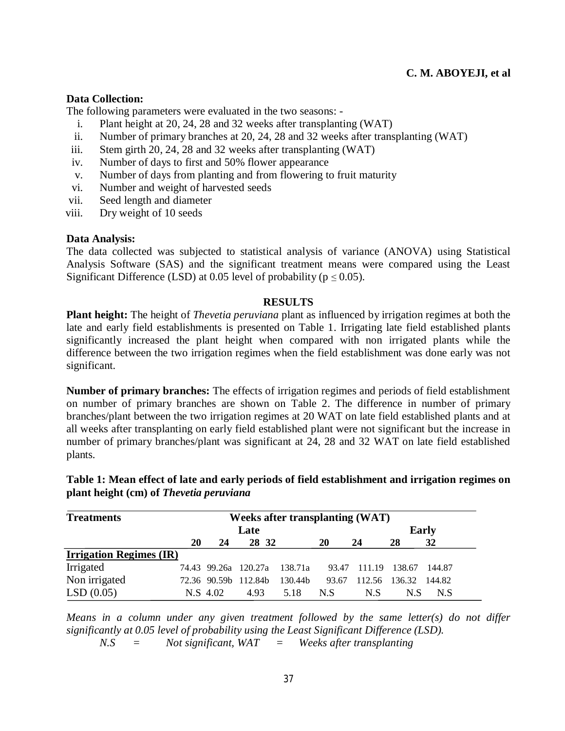**Data Collection:**

The following parameters were evaluated in the two seasons: -

i. Plant height at 20, 24, 28 and 32 weeks after transplanting (WAT)
ii. Number of primary branches at 20, 24, 28 and 32 weeks after transplanting (WAT)
iii. Stem girth 20, 24, 28 and 32 weeks after transplanting (WAT)
iv. Number of days to first and 50% flower appearance
v. Number of days from planting and from flowering to fruit maturity
vi. Number and weight of harvested seeds
vii. Seed length and diameter
viii. Dry weight of 10 seeds

**Data Analysis:**

The data collected was subjected to statistical analysis of variance (ANOVA) using Statistical Analysis Software (SAS) and the significant treatment means were compared using the Least Significant Difference (LSD) at 0.05 level of probability ($p \leq 0.05$).

## RESULTS

**Plant height:** The height of *Thevetia peruviana* plant as influenced by irrigation regimes at both the late and early field establishments is presented on Table 1. Irrigating late field established plants significantly increased the plant height when compared with non irrigated plants while the difference between the two irrigation regimes when the field establishment was done early was not significant.

**Number of primary branches:** The effects of irrigation regimes and periods of field establishment on number of primary branches are shown on Table 2. The difference in number of primary branches/plant between the two irrigation regimes at 20 WAT on late field established plants and at all weeks after transplanting on early field established plant were not significant but the increase in number of primary branches/plant was significant at 24, 28 and 32 WAT on late field established plants.

**Table 1: Mean effect of late and early periods of field establishment and irrigation regimes on plant height (cm) of *Thevetia peruviana***

| Treatments | Weeks after transplanting (WAT) | | | | | | | |
|---|---|---|---|---|---|---|---|---|
| | Late | | | | Early | | | |
| | 20 | 24 | 28 | 32 | 20 | 24 | 28 | 32 |
| **Irrigation Regimes (IR)** | | | | | | | | |
| Irrigated | 74.43 | 99.26a | 120.27a | 138.71a | 93.47 | 111.19 | 138.67 | 144.87 |
| Non irrigated | 72.36 | 90.59b | 112.84b | 130.44b | 93.67 | 112.56 | 136.32 | 144.82 |
| LSD (0.05) | N.S | 4.02 | 4.93 | 5.18 | N.S | N.S | N.S | N.S |

*Means in a column under any given treatment followed by the same letter(s) do not differ significantly at 0.05 level of probability using the Least Significant Difference (LSD).*

*N.S = Not significant, WAT = Weeks after transplanting*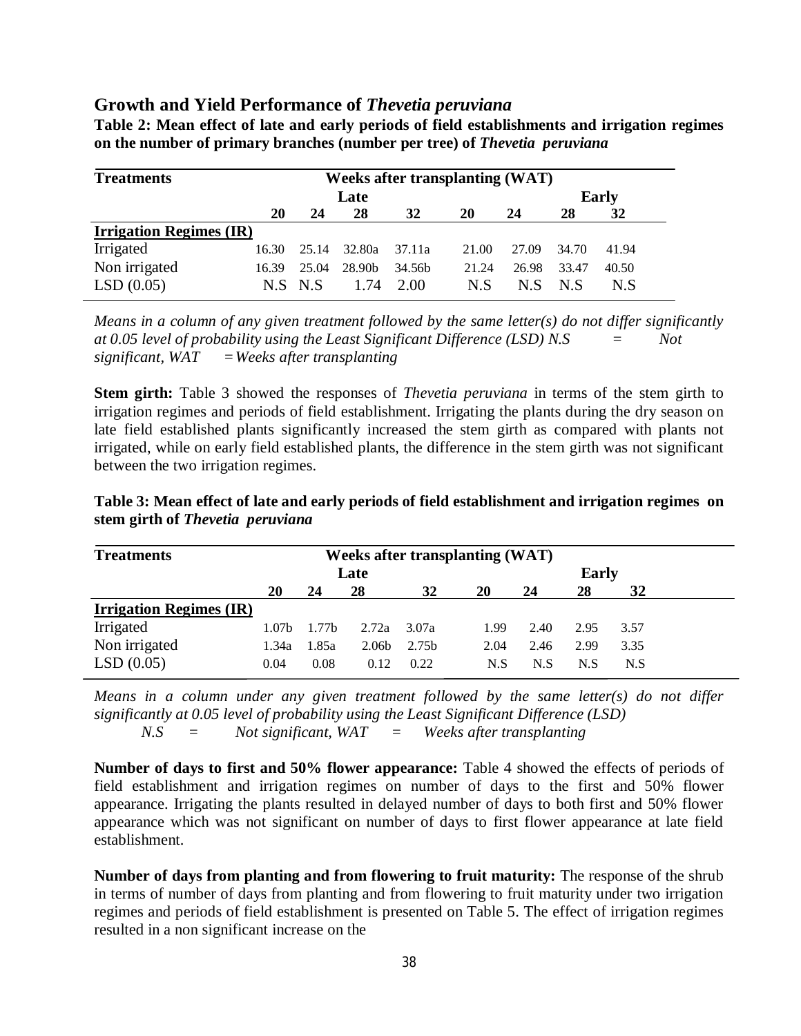## Growth and Yield Performance of *Thevetia peruviana*

**Table 2: Mean effect of late and early periods of field establishments and irrigation regimes on the number of primary branches (number per tree) of *Thevetia peruviana***

| Treatments | Weeks after transplanting (WAT) | | | | | | | |
|---|---|---|---|---|---|---|---|---|
| | Late | | | | Early | | | |
| | 20 | 24 | 28 | 32 | 20 | 24 | 28 | 32 |
| **Irrigation Regimes (IR)** | | | | | | | | |
| Irrigated | 16.30 | 25.14 | 32.80a | 37.11a | 21.00 | 27.09 | 34.70 | 41.94 |
| Non irrigated | 16.39 | 25.04 | 28.90b | 34.56b | 21.24 | 26.98 | 33.47 | 40.50 |
| LSD (0.05) | N.S | N.S | 1.74 | 2.00 | N.S | N.S | N.S | N.S |

*Means in a column of any given treatment followed by the same letter(s) do not differ significantly at 0.05 level of probability using the Least Significant Difference (LSD) N.S = Not significant, WAT = Weeks after transplanting*

**Stem girth:** Table 3 showed the responses of *Thevetia peruviana* in terms of the stem girth to irrigation regimes and periods of field establishment. Irrigating the plants during the dry season on late field established plants significantly increased the stem girth as compared with plants not irrigated, while on early field established plants, the difference in the stem girth was not significant between the two irrigation regimes.

**Table 3: Mean effect of late and early periods of field establishment and irrigation regimes on stem girth of *Thevetia peruviana***

| Treatments | Weeks after transplanting (WAT) | | | | | | | |
|---|---|---|---|---|---|---|---|---|
| | Late | | | | Early | | | |
| | 20 | 24 | 28 | 32 | 20 | 24 | 28 | 32 |
| **Irrigation Regimes (IR)** | | | | | | | | |
| Irrigated | 1.07b | 1.77b | 2.72a | 3.07a | 1.99 | 2.40 | 2.95 | 3.57 |
| Non irrigated | 1.34a | 1.85a | 2.06b | 2.75b | 2.04 | 2.46 | 2.99 | 3.35 |
| LSD (0.05) | 0.04 | 0.08 | 0.12 | 0.22 | N.S | N.S | N.S | N.S |

*Means in a column under any given treatment followed by the same letter(s) do not differ significantly at 0.05 level of probability using the Least Significant Difference (LSD)*
*N.S = Not significant, WAT = Weeks after transplanting*

**Number of days to first and 50% flower appearance:** Table 4 showed the effects of periods of field establishment and irrigation regimes on number of days to the first and 50% flower appearance. Irrigating the plants resulted in delayed number of days to both first and 50% flower appearance which was not significant on number of days to first flower appearance at late field establishment.

**Number of days from planting and from flowering to fruit maturity:** The response of the shrub in terms of number of days from planting and from flowering to fruit maturity under two irrigation regimes and periods of field establishment is presented on Table 5. The effect of irrigation regimes resulted in a non significant increase on the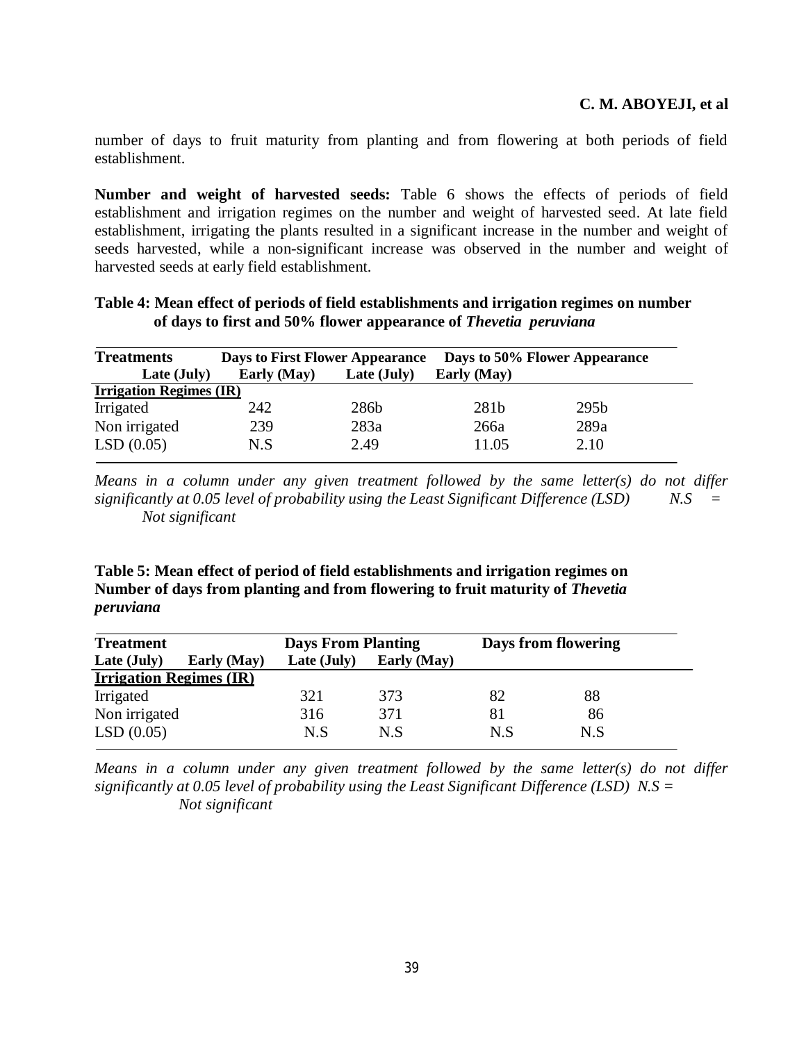number of days to fruit maturity from planting and from flowering at both periods of field establishment.

**Number and weight of harvested seeds:** Table 6 shows the effects of periods of field establishment and irrigation regimes on the number and weight of harvested seed. At late field establishment, irrigating the plants resulted in a significant increase in the number and weight of seeds harvested, while a non-significant increase was observed in the number and weight of harvested seeds at early field establishment.

**Table 4: Mean effect of periods of field establishments and irrigation regimes on number of days to first and 50% flower appearance of *Thevetia peruviana***

| Treatments | Days to First Flower Appearance | | Days to 50% Flower Appearance | |
|---|---|---|---|---|
| | Late (July) | Early (May) | Late (July) | Early (May) |
| **Irrigation Regimes (IR)** | | | | |
| Irrigated | 242 | 286b | 281b | 295b |
| Non irrigated | 239 | 283a | 266a | 289a |
| LSD (0.05) | N.S | 2.49 | 11.05 | 2.10 |

*Means in a column under any given treatment followed by the same letter(s) do not differ significantly at 0.05 level of probability using the Least Significant Difference (LSD) N.S = Not significant*

**Table 5: Mean effect of period of field establishments and irrigation regimes on Number of days from planting and from flowering to fruit maturity of *Thevetia peruviana***

| Treatment | Days From Planting | | Days from flowering | |
|---|---|---|---|---|
| | Late (July) | Early (May) | Late (July) | Early (May) |
| **Irrigation Regimes (IR)** | | | | |
| Irrigated | 321 | 373 | 82 | 88 |
| Non irrigated | 316 | 371 | 81 | 86 |
| LSD (0.05) | N.S | N.S | N.S | N.S |

*Means in a column under any given treatment followed by the same letter(s) do not differ significantly at 0.05 level of probability using the Least Significant Difference (LSD) N.S = Not significant*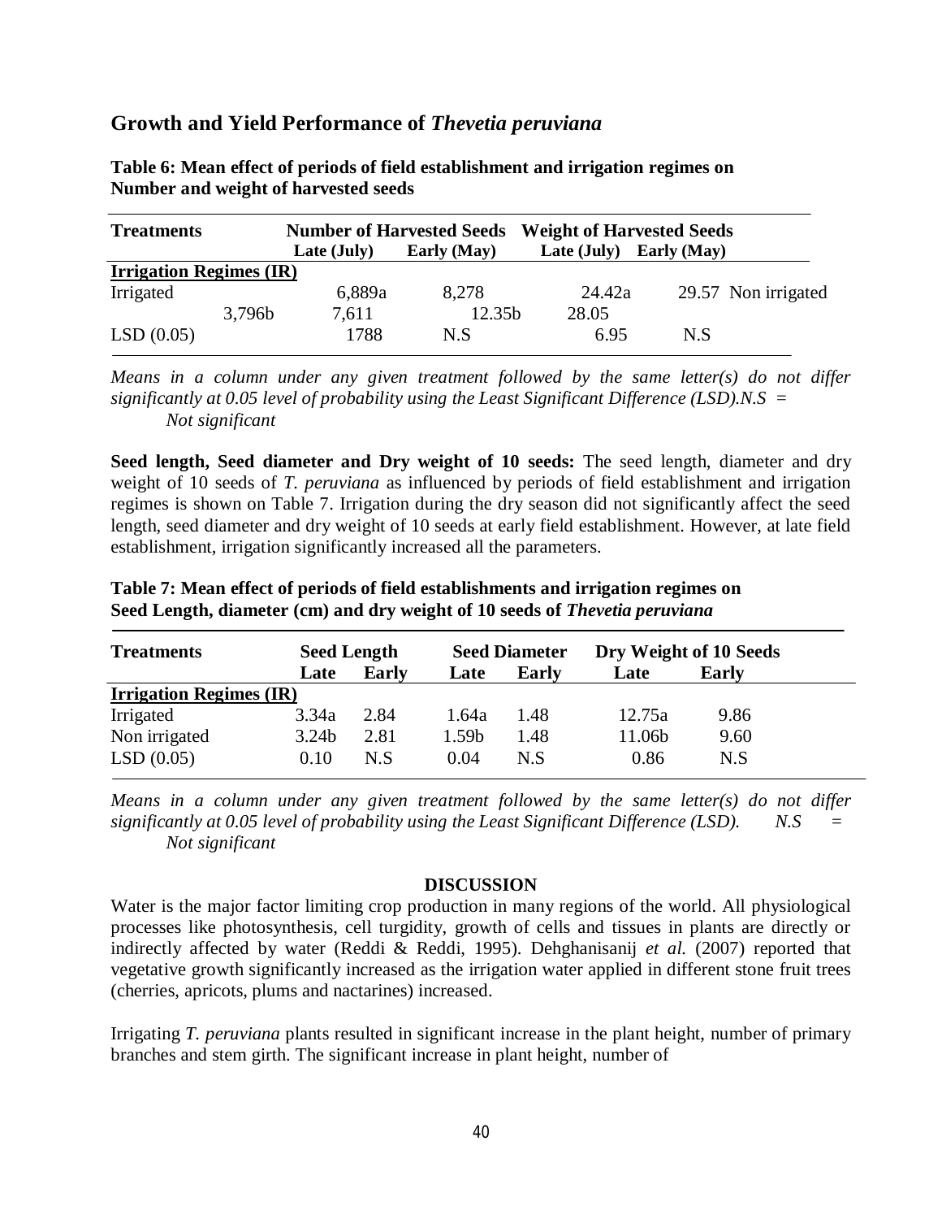## Growth and Yield Performance of *Thevetia peruviana*

**Table 6: Mean effect of periods of field establishment and irrigation regimes on Number and weight of harvested seeds**

| Treatments | Number of Harvested Seeds | | Weight of Harvested Seeds | |
|---|---|---|---|---|
| | Late (July) | Early (May) | Late (July) | Early (May) |
| **Irrigation Regimes (IR)** | | | | |
| Irrigated | 6,889a | 8,278 | 24.42a | 29.57 |
| Non irrigated | 3,796b | 7,611 | 12.35b | 28.05 |
| LSD (0.05) | 1788 | N.S | 6.95 | N.S |

*Means in a column under any given treatment followed by the same letter(s) do not differ significantly at 0.05 level of probability using the Least Significant Difference (LSD).N.S = Not significant*

**Seed length, Seed diameter and Dry weight of 10 seeds:** The seed length, diameter and dry weight of 10 seeds of *T. peruviana* as influenced by periods of field establishment and irrigation regimes is shown on Table 7. Irrigation during the dry season did not significantly affect the seed length, seed diameter and dry weight of 10 seeds at early field establishment. However, at late field establishment, irrigation significantly increased all the parameters.

**Table 7: Mean effect of periods of field establishments and irrigation regimes on Seed Length, diameter (cm) and dry weight of 10 seeds of *Thevetia peruviana***

| Treatments | Seed Length | | Seed Diameter | | Dry Weight of 10 Seeds | |
|---|---|---|---|---|---|---|
| | Late | Early | Late | Early | Late | Early |
| **Irrigation Regimes (IR)** | | | | | | |
| Irrigated | 3.34a | 2.84 | 1.64a | 1.48 | 12.75a | 9.86 |
| Non irrigated | 3.24b | 2.81 | 1.59b | 1.48 | 11.06b | 9.60 |
| LSD (0.05) | 0.10 | N.S | 0.04 | N.S | 0.86 | N.S |

*Means in a column under any given treatment followed by the same letter(s) do not differ significantly at 0.05 level of probability using the Least Significant Difference (LSD). N.S = Not significant*

### DISCUSSION

Water is the major factor limiting crop production in many regions of the world. All physiological processes like photosynthesis, cell turgidity, growth of cells and tissues in plants are directly or indirectly affected by water (Reddi & Reddi, 1995). Dehghanisanij *et al.* (2007) reported that vegetative growth significantly increased as the irrigation water applied in different stone fruit trees (cherries, apricots, plums and nactarines) increased.

Irrigating *T. peruviana* plants resulted in significant increase in the plant height, number of primary branches and stem girth. The significant increase in plant height, number of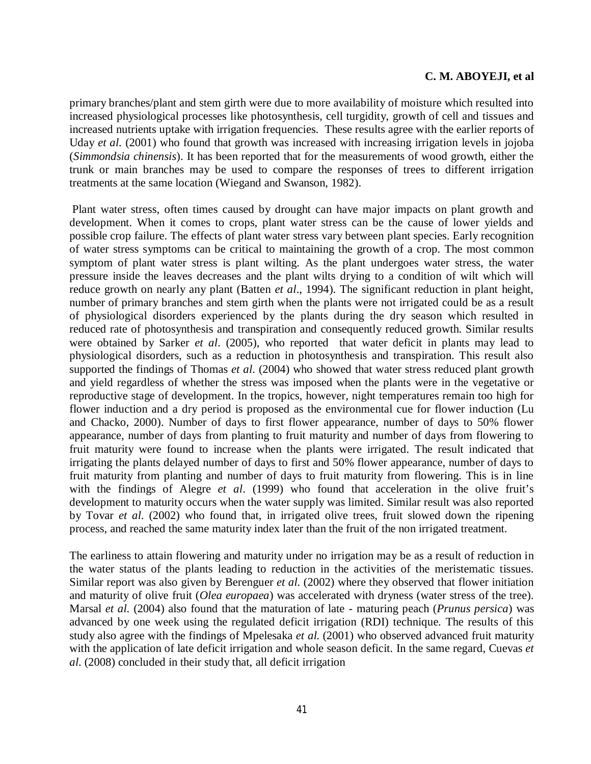primary branches/plant and stem girth were due to more availability of moisture which resulted into increased physiological processes like photosynthesis, cell turgidity, growth of cell and tissues and increased nutrients uptake with irrigation frequencies. These results agree with the earlier reports of Uday *et al.* (2001) who found that growth was increased with increasing irrigation levels in jojoba (*Simmondsia chinensis*). It has been reported that for the measurements of wood growth, either the trunk or main branches may be used to compare the responses of trees to different irrigation treatments at the same location (Wiegand and Swanson, 1982).

Plant water stress, often times caused by drought can have major impacts on plant growth and development. When it comes to crops, plant water stress can be the cause of lower yields and possible crop failure. The effects of plant water stress vary between plant species. Early recognition of water stress symptoms can be critical to maintaining the growth of a crop. The most common symptom of plant water stress is plant wilting. As the plant undergoes water stress, the water pressure inside the leaves decreases and the plant wilts drying to a condition of wilt which will reduce growth on nearly any plant (Batten *et al*., 1994). The significant reduction in plant height, number of primary branches and stem girth when the plants were not irrigated could be as a result of physiological disorders experienced by the plants during the dry season which resulted in reduced rate of photosynthesis and transpiration and consequently reduced growth. Similar results were obtained by Sarker *et al*. (2005), who reported that water deficit in plants may lead to physiological disorders, such as a reduction in photosynthesis and transpiration. This result also supported the findings of Thomas *et al*. (2004) who showed that water stress reduced plant growth and yield regardless of whether the stress was imposed when the plants were in the vegetative or reproductive stage of development. In the tropics, however, night temperatures remain too high for flower induction and a dry period is proposed as the environmental cue for flower induction (Lu and Chacko, 2000). Number of days to first flower appearance, number of days to 50% flower appearance, number of days from planting to fruit maturity and number of days from flowering to fruit maturity were found to increase when the plants were irrigated. The result indicated that irrigating the plants delayed number of days to first and 50% flower appearance, number of days to fruit maturity from planting and number of days to fruit maturity from flowering. This is in line with the findings of Alegre *et al*. (1999) who found that acceleration in the olive fruit's development to maturity occurs when the water supply was limited. Similar result was also reported by Tovar *et al.* (2002) who found that, in irrigated olive trees, fruit slowed down the ripening process, and reached the same maturity index later than the fruit of the non irrigated treatment.

The earliness to attain flowering and maturity under no irrigation may be as a result of reduction in the water status of the plants leading to reduction in the activities of the meristematic tissues. Similar report was also given by Berenguer *et al.* (2002) where they observed that flower initiation and maturity of olive fruit (*Olea europaea*) was accelerated with dryness (water stress of the tree). Marsal *et al.* (2004) also found that the maturation of late - maturing peach (*Prunus persica*) was advanced by one week using the regulated deficit irrigation (RDI) technique. The results of this study also agree with the findings of Mpelesaka *et al.* (2001) who observed advanced fruit maturity with the application of late deficit irrigation and whole season deficit. In the same regard, Cuevas *et al.* (2008) concluded in their study that, all deficit irrigation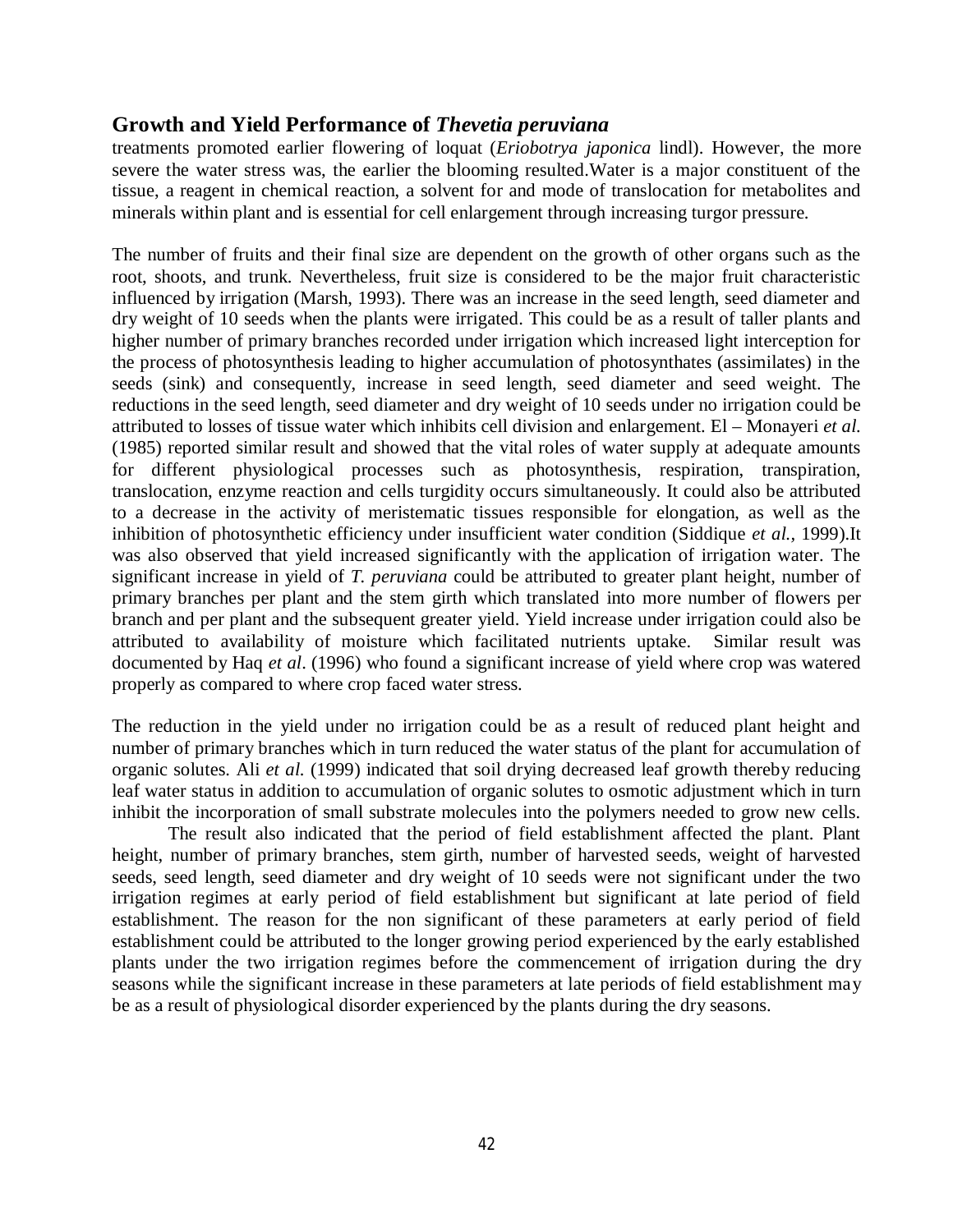treatments promoted earlier flowering of loquat (*Eriobotrya japonica* lindl). However, the more severe the water stress was, the earlier the blooming resulted.Water is a major constituent of the tissue, a reagent in chemical reaction, a solvent for and mode of translocation for metabolites and minerals within plant and is essential for cell enlargement through increasing turgor pressure.

The number of fruits and their final size are dependent on the growth of other organs such as the root, shoots, and trunk. Nevertheless, fruit size is considered to be the major fruit characteristic influenced by irrigation (Marsh, 1993). There was an increase in the seed length, seed diameter and dry weight of 10 seeds when the plants were irrigated. This could be as a result of taller plants and higher number of primary branches recorded under irrigation which increased light interception for the process of photosynthesis leading to higher accumulation of photosynthates (assimilates) in the seeds (sink) and consequently, increase in seed length, seed diameter and seed weight. The reductions in the seed length, seed diameter and dry weight of 10 seeds under no irrigation could be attributed to losses of tissue water which inhibits cell division and enlargement. El – Monayeri *et al.* (1985) reported similar result and showed that the vital roles of water supply at adequate amounts for different physiological processes such as photosynthesis, respiration, transpiration, translocation, enzyme reaction and cells turgidity occurs simultaneously. It could also be attributed to a decrease in the activity of meristematic tissues responsible for elongation, as well as the inhibition of photosynthetic efficiency under insufficient water condition (Siddique *et al.*, 1999).It was also observed that yield increased significantly with the application of irrigation water. The significant increase in yield of *T. peruviana* could be attributed to greater plant height, number of primary branches per plant and the stem girth which translated into more number of flowers per branch and per plant and the subsequent greater yield. Yield increase under irrigation could also be attributed to availability of moisture which facilitated nutrients uptake. Similar result was documented by Haq *et al*. (1996) who found a significant increase of yield where crop was watered properly as compared to where crop faced water stress.

The reduction in the yield under no irrigation could be as a result of reduced plant height and number of primary branches which in turn reduced the water status of the plant for accumulation of organic solutes. Ali *et al.* (1999) indicated that soil drying decreased leaf growth thereby reducing leaf water status in addition to accumulation of organic solutes to osmotic adjustment which in turn inhibit the incorporation of small substrate molecules into the polymers needed to grow new cells.

The result also indicated that the period of field establishment affected the plant. Plant height, number of primary branches, stem girth, number of harvested seeds, weight of harvested seeds, seed length, seed diameter and dry weight of 10 seeds were not significant under the two irrigation regimes at early period of field establishment but significant at late period of field establishment. The reason for the non significant of these parameters at early period of field establishment could be attributed to the longer growing period experienced by the early established plants under the two irrigation regimes before the commencement of irrigation during the dry seasons while the significant increase in these parameters at late periods of field establishment may be as a result of physiological disorder experienced by the plants during the dry seasons.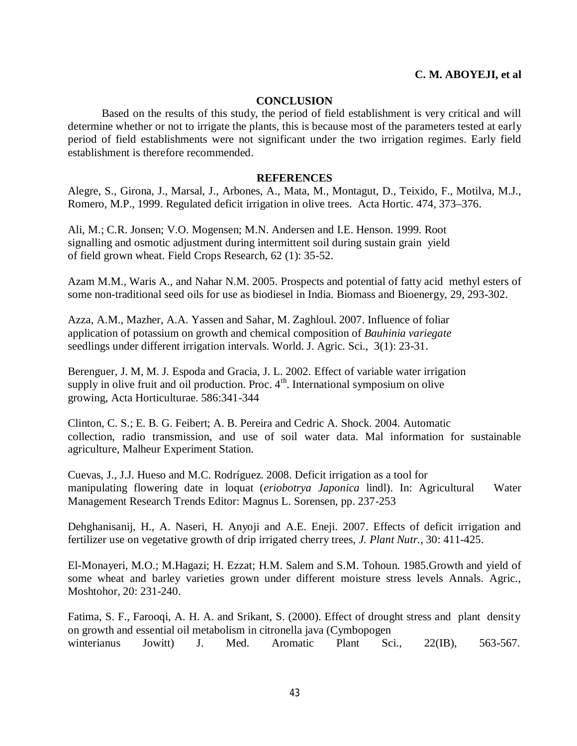## CONCLUSION

Based on the results of this study, the period of field establishment is very critical and will determine whether or not to irrigate the plants, this is because most of the parameters tested at early period of field establishments were not significant under the two irrigation regimes. Early field establishment is therefore recommended.

## REFERENCES

Alegre, S., Girona, J., Marsal, J., Arbones, A., Mata, M., Montagut, D., Teixido, F., Motilva, M.J., Romero, M.P., 1999. Regulated deficit irrigation in olive trees. Acta Hortic. 474, 373–376.

Ali, M.; C.R. Jonsen; V.O. Mogensen; M.N. Andersen and I.E. Henson. 1999. Root signalling and osmotic adjustment during intermittent soil during sustain grain yield of field grown wheat. Field Crops Research, 62 (1): 35-52.

Azam M.M., Waris A., and Nahar N.M. 2005. Prospects and potential of fatty acid methyl esters of some non-traditional seed oils for use as biodiesel in India. Biomass and Bioenergy, 29, 293-302.

Azza, A.M., Mazher, A.A. Yassen and Sahar, M. Zaghloul. 2007. Influence of foliar application of potassium on growth and chemical composition of *Bauhinia variegate* seedlings under different irrigation intervals. World. J. Agric. Sci., 3(1): 23-31.

Berenguer, J. M, M. J. Espoda and Gracia, J. L. 2002. Effect of variable water irrigation supply in olive fruit and oil production. Proc. 4th. International symposium on olive growing, Acta Horticulturae. 586:341-344

Clinton, C. S.; E. B. G. Feibert; A. B. Pereira and Cedric A. Shock. 2004. Automatic collection, radio transmission, and use of soil water data. Mal information for sustainable agriculture, Malheur Experiment Station.

Cuevas, J., J.J. Hueso and M.C. Rodríguez. 2008. Deficit irrigation as a tool for manipulating flowering date in loquat (*eriobotrya Japonica* lindl). In: Agricultural Water Management Research Trends Editor: Magnus L. Sorensen, pp. 237-253

Dehghanisanij, H., A. Naseri, H. Anyoji and A.E. Eneji. 2007. Effects of deficit irrigation and fertilizer use on vegetative growth of drip irrigated cherry trees, *J. Plant Nutr.*, 30: 411-425.

El-Monayeri, M.O.; M.Hagazi; H. Ezzat; H.M. Salem and S.M. Tohoun. 1985.Growth and yield of some wheat and barley varieties grown under different moisture stress levels Annals. Agric., Moshtohor, 20: 231-240.

Fatima, S. F., Farooqi, A. H. A. and Srikant, S. (2000). Effect of drought stress and plant density on growth and essential oil metabolism in citronella java (Cymbopogen winterianus Jowitt) J. Med. Aromatic Plant Sci., 22(IB), 563-567.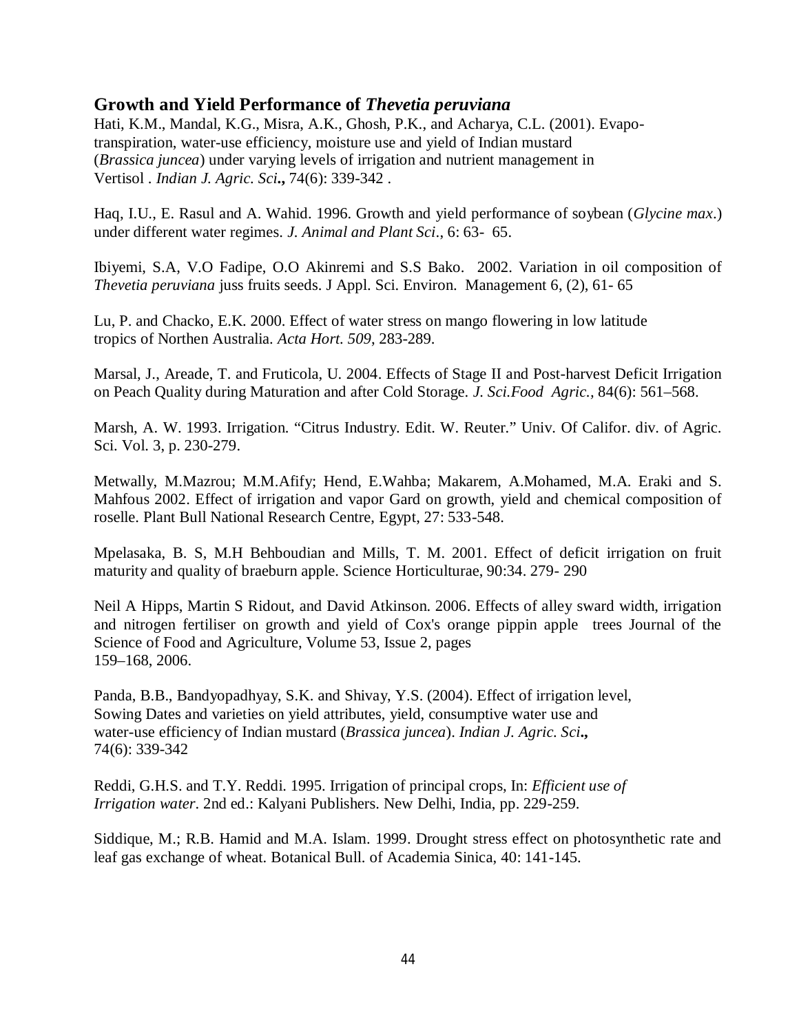Hati, K.M., Mandal, K.G., Misra, A.K., Ghosh, P.K., and Acharya, C.L. (2001). Evapo-transpiration, water-use efficiency, moisture use and yield of Indian mustard (*Brassica juncea*) under varying levels of irrigation and nutrient management in Vertisol . *Indian J. Agric. Sci***.,** 74(6): 339-342 .

Haq, I.U., E. Rasul and A. Wahid. 1996. Growth and yield performance of soybean (*Glycine max*.) under different water regimes. *J. Animal and Plant Sci*., 6: 63- 65.

Ibiyemi, S.A, V.O Fadipe, O.O Akinremi and S.S Bako. 2002. Variation in oil composition of *Thevetia peruviana* juss fruits seeds. J Appl. Sci. Environ. Management 6, (2), 61- 65

Lu, P. and Chacko, E.K. 2000. Effect of water stress on mango flowering in low latitude tropics of Northen Australia. *Acta Hort. 509*, 283-289.

Marsal, J., Areade, T. and Fruticola, U. 2004. Effects of Stage II and Post-harvest Deficit Irrigation on Peach Quality during Maturation and after Cold Storage. *J. Sci.Food Agric.,* 84(6): 561–568.

Marsh, A. W. 1993. Irrigation. "Citrus Industry. Edit. W. Reuter." Univ. Of Califor. div. of Agric. Sci. Vol. 3, p. 230-279.

Metwally, M.Mazrou; M.M.Afify; Hend, E.Wahba; Makarem, A.Mohamed, M.A. Eraki and S. Mahfous 2002. Effect of irrigation and vapor Gard on growth, yield and chemical composition of roselle. Plant Bull National Research Centre, Egypt, 27: 533-548.

Mpelasaka, B. S, M.H Behboudian and Mills, T. M. 2001. Effect of deficit irrigation on fruit maturity and quality of braeburn apple. Science Horticulturae, 90:34. 279- 290

Neil A Hipps, Martin S Ridout, and David Atkinson. 2006. Effects of alley sward width, irrigation and nitrogen fertiliser on growth and yield of Cox's orange pippin apple trees Journal of the Science of Food and Agriculture, Volume 53, Issue 2, pages 159–168, 2006.

Panda, B.B., Bandyopadhyay, S.K. and Shivay, Y.S. (2004). Effect of irrigation level, Sowing Dates and varieties on yield attributes, yield, consumptive water use and water-use efficiency of Indian mustard (*Brassica juncea*). *Indian J. Agric. Sci***.,** 74(6): 339-342

Reddi, G.H.S. and T.Y. Reddi. 1995. Irrigation of principal crops, In: *Efficient use of Irrigation water*. 2nd ed.: Kalyani Publishers. New Delhi, India, pp. 229-259.

Siddique, M.; R.B. Hamid and M.A. Islam. 1999. Drought stress effect on photosynthetic rate and leaf gas exchange of wheat. Botanical Bull. of Academia Sinica, 40: 141-145.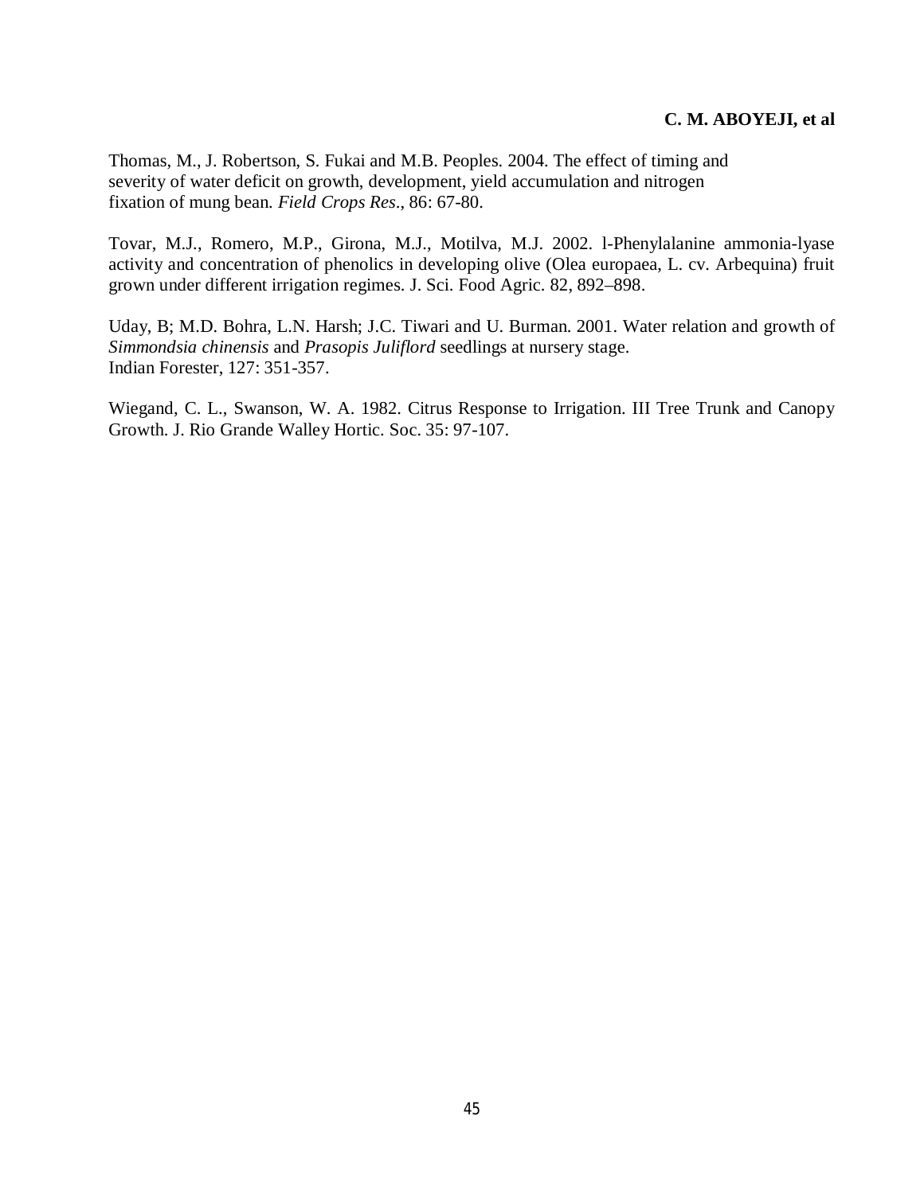Thomas, M., J. Robertson, S. Fukai and M.B. Peoples. 2004. The effect of timing and severity of water deficit on growth, development, yield accumulation and nitrogen fixation of mung bean. *Field Crops Res*., 86: 67-80.

Tovar, M.J., Romero, M.P., Girona, M.J., Motilva, M.J. 2002. l-Phenylalanine ammonia-lyase activity and concentration of phenolics in developing olive (Olea europaea, L. cv. Arbequina) fruit grown under different irrigation regimes. J. Sci. Food Agric. 82, 892–898.

Uday, B; M.D. Bohra, L.N. Harsh; J.C. Tiwari and U. Burman. 2001. Water relation and growth of *Simmondsia chinensis* and *Prasopis Juliflord* seedlings at nursery stage. Indian Forester, 127: 351-357.

Wiegand, C. L., Swanson, W. A. 1982. Citrus Response to Irrigation. III Tree Trunk and Canopy Growth. J. Rio Grande Walley Hortic. Soc. 35: 97-107.